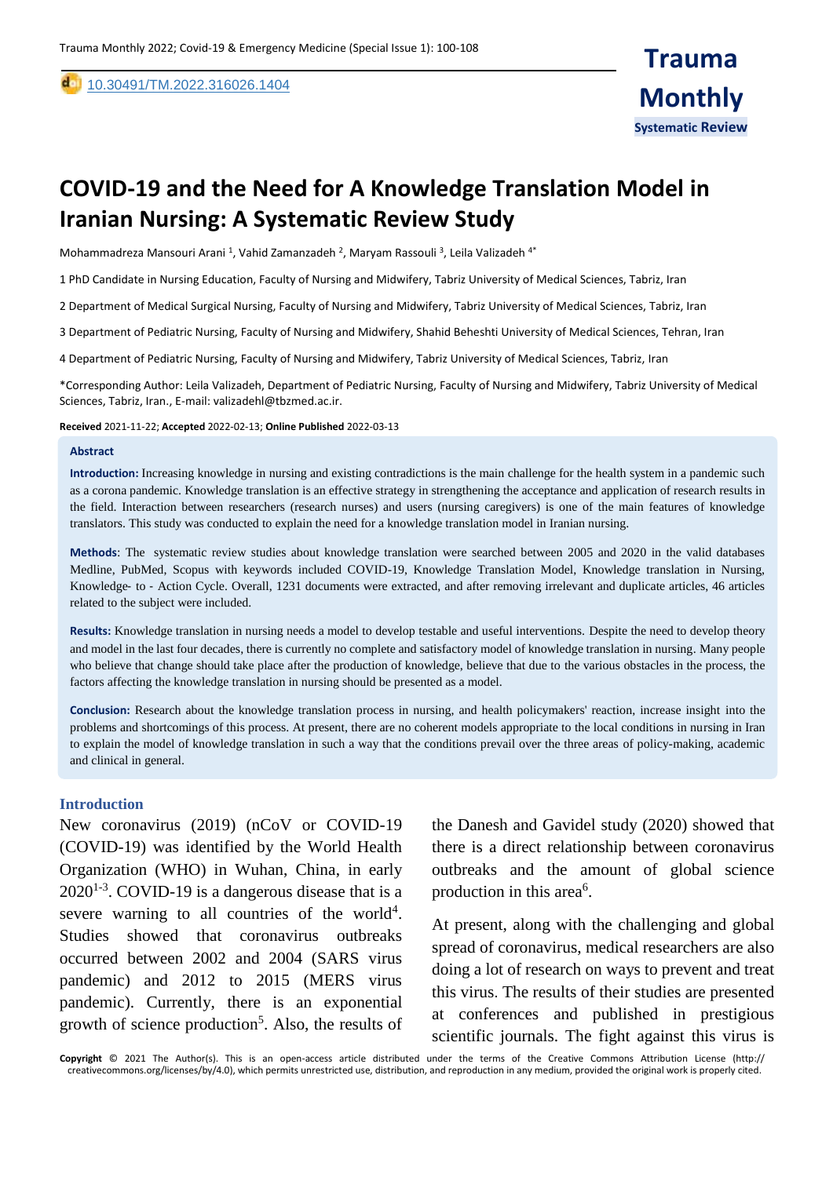10.30491/TM.2022.316026.1404

Systematic Review

# COVID-19 and the Need for A Knowledge Translation Model in Iranian Nursing: A Systematic Review Study

Mohammadreza Mansouri Arani [1], Vahid Zamanzadeh [2], Maryam Rassouli [3], Leila Valizadeh [4*]

1 PhD Candidate in Nursing Education, Faculty of Nursing and Midwifery, Tabriz University of Medical Sciences, Tabriz, Iran

2 Department of Medical Surgical Nursing, Faculty of Nursing and Midwifery, Tabriz University of Medical Sciences, Tabriz, Iran

3 Department of Pediatric Nursing, Faculty of Nursing and Midwifery, Shahid Beheshti University of Medical Sciences, Tehran, Iran

4 Department of Pediatric Nursing, Faculty of Nursing and Midwifery, Tabriz University of Medical Sciences, Tabriz, Iran

*Corresponding Author: Leila Valizadeh, Department of Pediatric Nursing, Faculty of Nursing and Midwifery, Tabriz University of Medical Sciences, Tabriz, Iran., E-mail: valizadehl@tbzmed.ac.ir.

**Received** 2021-11-22; **Accepted** 2022-02-13; **Online Published** 2022-03-13

## Abstract

**Introduction:** Increasing knowledge in nursing and existing contradictions is the main challenge for the health system in a pandemic such as a corona pandemic. Knowledge translation is an effective strategy in strengthening the acceptance and application of research results in the field. Interaction between researchers (research nurses) and users (nursing caregivers) is one of the main features of knowledge translators. This study was conducted to explain the need for a knowledge translation model in Iranian nursing.

**Methods**: The systematic review studies about knowledge translation were searched between 2005 and 2020 in the valid databases Medline, PubMed, Scopus with keywords included COVID-19, Knowledge Translation Model, Knowledge translation in Nursing, Knowledge- to - Action Cycle. Overall, 1231 documents were extracted, and after removing irrelevant and duplicate articles, 46 articles related to the subject were included.

**Results:** Knowledge translation in nursing needs a model to develop testable and useful interventions. Despite the need to develop theory and model in the last four decades, there is currently no complete and satisfactory model of knowledge translation in nursing. Many people who believe that change should take place after the production of knowledge, believe that due to the various obstacles in the process, the factors affecting the knowledge translation in nursing should be presented as a model.

**Conclusion:** Research about the knowledge translation process in nursing, and health policymakers' reaction, increase insight into the problems and shortcomings of this process. At present, there are no coherent models appropriate to the local conditions in nursing in Iran to explain the model of knowledge translation in such a way that the conditions prevail over the three areas of policy-making, academic and clinical in general.

## Introduction

New coronavirus (2019) (nCoV or COVID-19 (COVID-19) was identified by the World Health Organization (WHO) in Wuhan, China, in early 2020[1-3]. COVID-19 is a dangerous disease that is a severe warning to all countries of the world[4]. Studies showed that coronavirus outbreaks occurred between 2002 and 2004 (SARS virus pandemic) and 2012 to 2015 (MERS virus pandemic). Currently, there is an exponential growth of science production[5]. Also, the results of the Danesh and Gavidel study (2020) showed that there is a direct relationship between coronavirus outbreaks and the amount of global science production in this area[6].

At present, along with the challenging and global spread of coronavirus, medical researchers are also doing a lot of research on ways to prevent and treat this virus. The results of their studies are presented at conferences and published in prestigious scientific journals. The fight against this virus is

**Copyright** © 2021 The Author(s). This is an open-access article distributed under the terms of the Creative Commons Attribution License (http:// creativecommons.org/licenses/by/4.0), which permits unrestricted use, distribution, and reproduction in any medium, provided the original work is properly cited.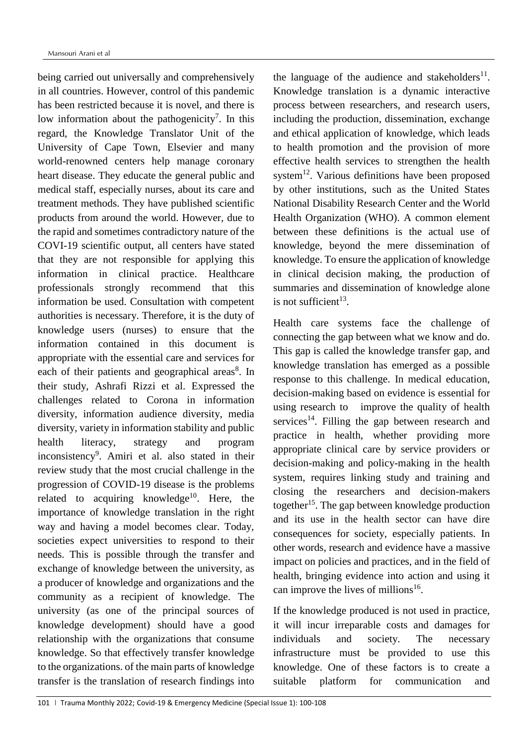being carried out universally and comprehensively in all countries. However, control of this pandemic has been restricted because it is novel, and there is low information about the pathogenicity[7]. In this regard, the Knowledge Translator Unit of the University of Cape Town, Elsevier and many world-renowned centers help manage coronary heart disease. They educate the general public and medical staff, especially nurses, about its care and treatment methods. They have published scientific products from around the world. However, due to the rapid and sometimes contradictory nature of the COVI-19 scientific output, all centers have stated that they are not responsible for applying this information in clinical practice. Healthcare professionals strongly recommend that this information be used. Consultation with competent authorities is necessary. Therefore, it is the duty of knowledge users (nurses) to ensure that the information contained in this document is appropriate with the essential care and services for each of their patients and geographical areas[8]. In their study, Ashrafi Rizzi et al. Expressed the challenges related to Corona in information diversity, information audience diversity, media diversity, variety in information stability and public health literacy, strategy and program inconsistency[9]. Amiri et al. also stated in their review study that the most crucial challenge in the progression of COVID-19 disease is the problems related to acquiring knowledge[10]. Here, the importance of knowledge translation in the right way and having a model becomes clear. Today, societies expect universities to respond to their needs. This is possible through the transfer and exchange of knowledge between the university, as a producer of knowledge and organizations and the community as a recipient of knowledge. The university (as one of the principal sources of knowledge development) should have a good relationship with the organizations that consume knowledge. So that effectively transfer knowledge to the organizations. of the main parts of knowledge transfer is the translation of research findings into the language of the audience and stakeholders[11]. Knowledge translation is a dynamic interactive process between researchers, and research users, including the production, dissemination, exchange and ethical application of knowledge, which leads to health promotion and the provision of more effective health services to strengthen the health system[12]. Various definitions have been proposed by other institutions, such as the United States National Disability Research Center and the World Health Organization (WHO). A common element between these definitions is the actual use of knowledge, beyond the mere dissemination of knowledge. To ensure the application of knowledge in clinical decision making, the production of summaries and dissemination of knowledge alone is not sufficient[13].

Health care systems face the challenge of connecting the gap between what we know and do. This gap is called the knowledge transfer gap, and knowledge translation has emerged as a possible response to this challenge. In medical education, decision-making based on evidence is essential for using research to improve the quality of health services[14]. Filling the gap between research and practice in health, whether providing more appropriate clinical care by service providers or decision-making and policy-making in the health system, requires linking study and training and closing the researchers and decision-makers together[15]. The gap between knowledge production and its use in the health sector can have dire consequences for society, especially patients. In other words, research and evidence have a massive impact on policies and practices, and in the field of health, bringing evidence into action and using it can improve the lives of millions[16].

If the knowledge produced is not used in practice, it will incur irreparable costs and damages for individuals and society. The necessary infrastructure must be provided to use this knowledge. One of these factors is to create a suitable platform for communication and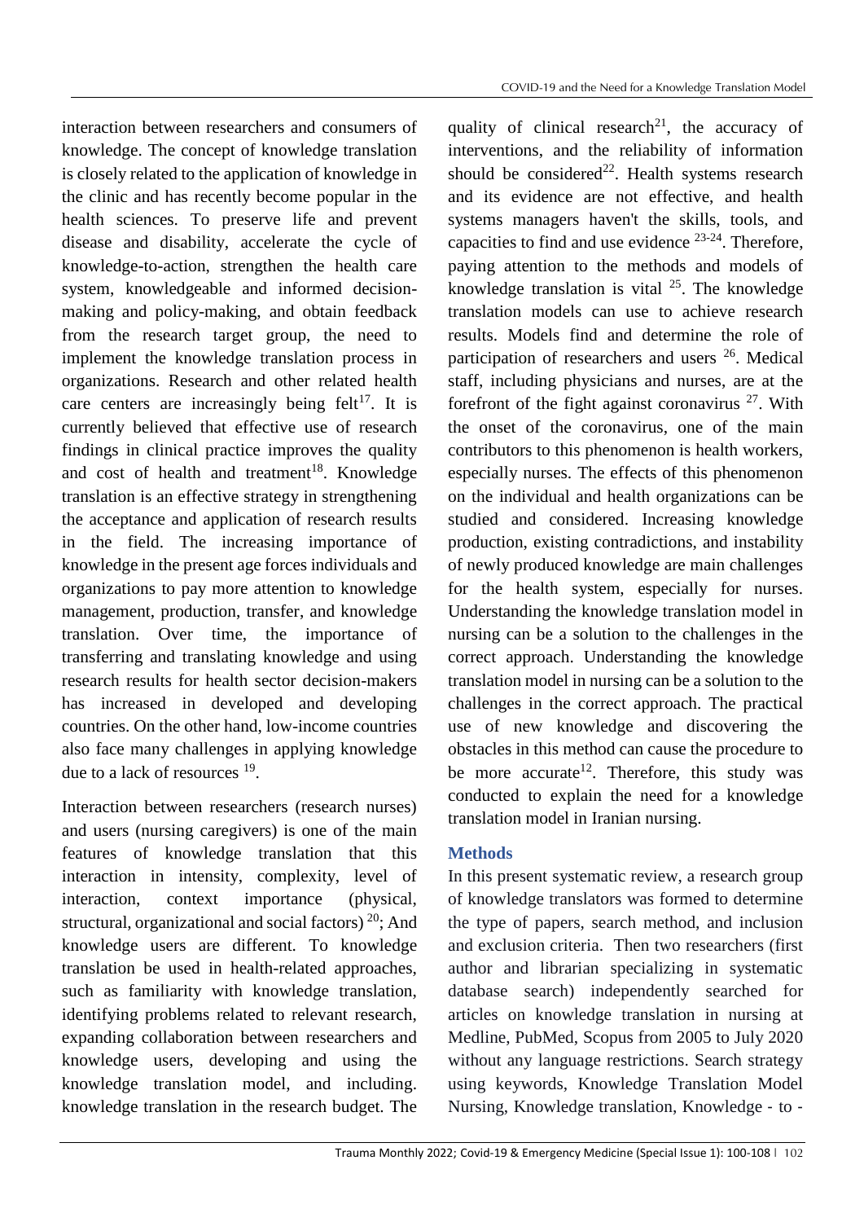interaction between researchers and consumers of knowledge. The concept of knowledge translation is closely related to the application of knowledge in the clinic and has recently become popular in the health sciences. To preserve life and prevent disease and disability, accelerate the cycle of knowledge-to-action, strengthen the health care system, knowledgeable and informed decision-making and policy-making, and obtain feedback from the research target group, the need to implement the knowledge translation process in organizations. Research and other related health care centers are increasingly being felt[17]. It is currently believed that effective use of research findings in clinical practice improves the quality and cost of health and treatment[18]. Knowledge translation is an effective strategy in strengthening the acceptance and application of research results in the field. The increasing importance of knowledge in the present age forces individuals and organizations to pay more attention to knowledge management, production, transfer, and knowledge translation. Over time, the importance of transferring and translating knowledge and using research results for health sector decision-makers has increased in developed and developing countries. On the other hand, low-income countries also face many challenges in applying knowledge due to a lack of resources [19].

Interaction between researchers (research nurses) and users (nursing caregivers) is one of the main features of knowledge translation that this interaction in intensity, complexity, level of interaction, context importance (physical, structural, organizational and social factors) [20]; And knowledge users are different. To knowledge translation be used in health-related approaches, such as familiarity with knowledge translation, identifying problems related to relevant research, expanding collaboration between researchers and knowledge users, developing and using the knowledge translation model, and including. knowledge translation in the research budget. The quality of clinical research[21], the accuracy of interventions, and the reliability of information should be considered[22]. Health systems research and its evidence are not effective, and health systems managers haven't the skills, tools, and capacities to find and use evidence [23-24]. Therefore, paying attention to the methods and models of knowledge translation is vital [25]. The knowledge translation models can use to achieve research results. Models find and determine the role of participation of researchers and users [26]. Medical staff, including physicians and nurses, are at the forefront of the fight against coronavirus [27]. With the onset of the coronavirus, one of the main contributors to this phenomenon is health workers, especially nurses. The effects of this phenomenon on the individual and health organizations can be studied and considered. Increasing knowledge production, existing contradictions, and instability of newly produced knowledge are main challenges for the health system, especially for nurses. Understanding the knowledge translation model in nursing can be a solution to the challenges in the correct approach. Understanding the knowledge translation model in nursing can be a solution to the challenges in the correct approach. The practical use of new knowledge and discovering the obstacles in this method can cause the procedure to be more accurate[12]. Therefore, this study was conducted to explain the need for a knowledge translation model in Iranian nursing.

## Methods

In this present systematic review, a research group of knowledge translators was formed to determine the type of papers, search method, and inclusion and exclusion criteria. Then two researchers (first author and librarian specializing in systematic database search) independently searched for articles on knowledge translation in nursing at Medline, PubMed, Scopus from 2005 to July 2020 without any language restrictions. Search strategy using keywords, Knowledge Translation Model Nursing, Knowledge translation, Knowledge - to -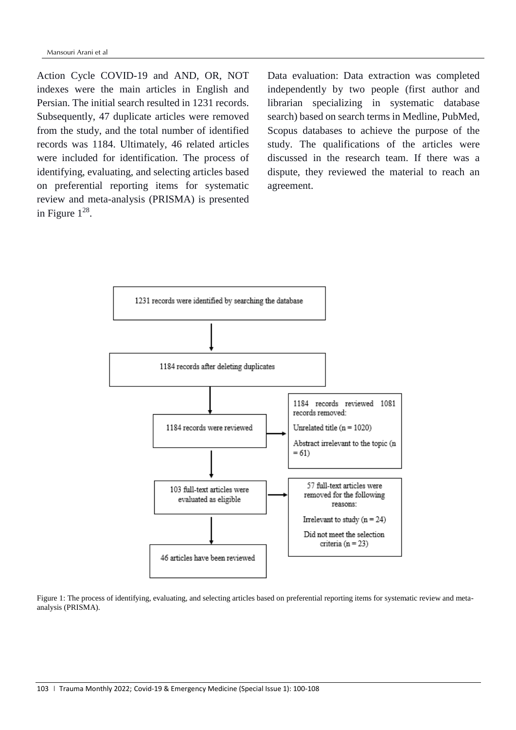Action Cycle COVID-19 and AND, OR, NOT indexes were the main articles in English and Persian. The initial search resulted in 1231 records. Subsequently, 47 duplicate articles were removed from the study, and the total number of identified records was 1184. Ultimately, 46 related articles were included for identification. The process of identifying, evaluating, and selecting articles based on preferential reporting items for systematic review and meta-analysis (PRISMA) is presented in Figure 1[28].

Data evaluation: Data extraction was completed independently by two people (first author and librarian specializing in systematic database search) based on search terms in Medline, PubMed, Scopus databases to achieve the purpose of the study. The qualifications of the articles were discussed in the research team. If there was a dispute, they reviewed the material to reach an agreement.

1231 records were identified by searching the database

1184 records after deleting duplicates

1184 records were reviewed

1184 records reviewed 1081 records removed:

Unrelated title (n = 1020)

Abstract irrelevant to the topic (n = 61)

103 full-text articles were evaluated as eligible

57 full-text articles were removed for the following reasons:

Irrelevant to study (n = 24)

Did not meet the selection criteria (n = 23)

46 articles have been reviewed

Figure 1: The process of identifying, evaluating, and selecting articles based on preferential reporting items for systematic review and meta-analysis (PRISMA).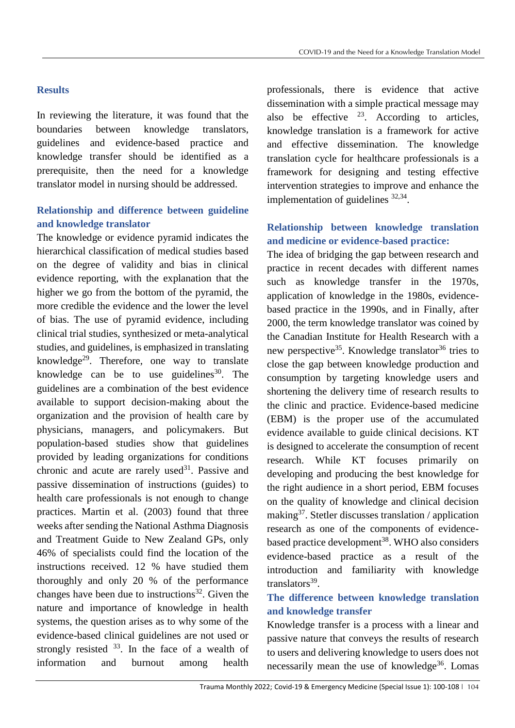## Results

In reviewing the literature, it was found that the boundaries between knowledge translators, guidelines and evidence-based practice and knowledge transfer should be identified as a prerequisite, then the need for a knowledge translator model in nursing should be addressed.

### Relationship and difference between guideline and knowledge translator

The knowledge or evidence pyramid indicates the hierarchical classification of medical studies based on the degree of validity and bias in clinical evidence reporting, with the explanation that the higher we go from the bottom of the pyramid, the more credible the evidence and the lower the level of bias. The use of pyramid evidence, including clinical trial studies, synthesized or meta-analytical studies, and guidelines, is emphasized in translating knowledge[29]. Therefore, one way to translate knowledge can be to use guidelines[30]. The guidelines are a combination of the best evidence available to support decision-making about the organization and the provision of health care by physicians, managers, and policymakers. But population-based studies show that guidelines provided by leading organizations for conditions chronic and acute are rarely used[31]. Passive and passive dissemination of instructions (guides) to health care professionals is not enough to change practices. Martin et al. (2003) found that three weeks after sending the National Asthma Diagnosis and Treatment Guide to New Zealand GPs, only 46% of specialists could find the location of the instructions received. 12 % have studied them thoroughly and only 20 % of the performance changes have been due to instructions[32]. Given the nature and importance of knowledge in health systems, the question arises as to why some of the evidence-based clinical guidelines are not used or strongly resisted [33]. In the face of a wealth of information and burnout among health professionals, there is evidence that active dissemination with a simple practical message may also be effective [23]. According to articles, knowledge translation is a framework for active and effective dissemination. The knowledge translation cycle for healthcare professionals is a framework for designing and testing effective intervention strategies to improve and enhance the implementation of guidelines [32,34].

### Relationship between knowledge translation and medicine or evidence-based practice:

The idea of bridging the gap between research and practice in recent decades with different names such as knowledge transfer in the 1970s, application of knowledge in the 1980s, evidence-based practice in the 1990s, and in Finally, after 2000, the term knowledge translator was coined by the Canadian Institute for Health Research with a new perspective[35]. Knowledge translator[36] tries to close the gap between knowledge production and consumption by targeting knowledge users and shortening the delivery time of research results to the clinic and practice. Evidence-based medicine (EBM) is the proper use of the accumulated evidence available to guide clinical decisions. KT is designed to accelerate the consumption of recent research. While KT focuses primarily on developing and producing the best knowledge for the right audience in a short period, EBM focuses on the quality of knowledge and clinical decision making[37]. Stetler discusses translation / application research as one of the components of evidence-based practice development[38]. WHO also considers evidence-based practice as a result of the introduction and familiarity with knowledge translators[39].

### The difference between knowledge translation and knowledge transfer

Knowledge transfer is a process with a linear and passive nature that conveys the results of research to users and delivering knowledge to users does not necessarily mean the use of knowledge[36]. Lomas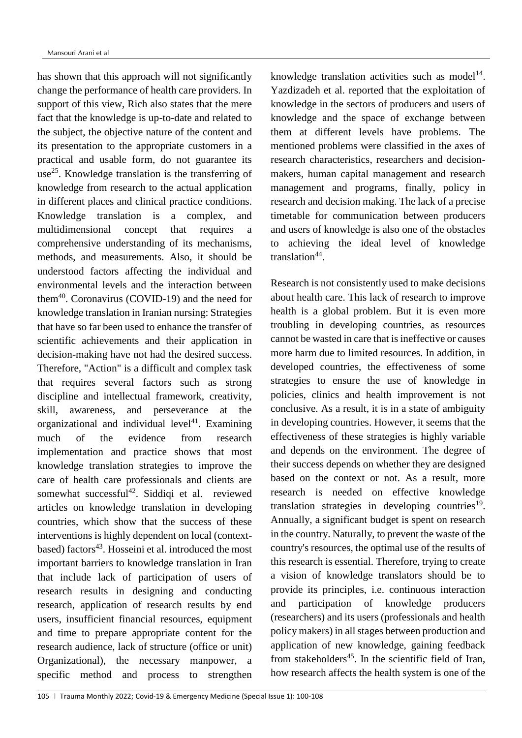has shown that this approach will not significantly change the performance of health care providers. In support of this view, Rich also states that the mere fact that the knowledge is up-to-date and related to the subject, the objective nature of the content and its presentation to the appropriate customers in a practical and usable form, do not guarantee its use[25]. Knowledge translation is the transferring of knowledge from research to the actual application in different places and clinical practice conditions. Knowledge translation is a complex, and multidimensional concept that requires a comprehensive understanding of its mechanisms, methods, and measurements. Also, it should be understood factors affecting the individual and environmental levels and the interaction between them[40]. Coronavirus (COVID-19) and the need for knowledge translation in Iranian nursing: Strategies that have so far been used to enhance the transfer of scientific achievements and their application in decision-making have not had the desired success. Therefore, "Action" is a difficult and complex task that requires several factors such as strong discipline and intellectual framework, creativity, skill, awareness, and perseverance at the organizational and individual level[41]. Examining much of the evidence from research implementation and practice shows that most knowledge translation strategies to improve the care of health care professionals and clients are somewhat successful[42]. Siddiqi et al. reviewed articles on knowledge translation in developing countries, which show that the success of these interventions is highly dependent on local (context-based) factors[43]. Hosseini et al. introduced the most important barriers to knowledge translation in Iran that include lack of participation of users of research results in designing and conducting research, application of research results by end users, insufficient financial resources, equipment and time to prepare appropriate content for the research audience, lack of structure (office or unit) Organizational), the necessary manpower, a specific method and process to strengthen knowledge translation activities such as model[14]. Yazdizadeh et al. reported that the exploitation of knowledge in the sectors of producers and users of knowledge and the space of exchange between them at different levels have problems. The mentioned problems were classified in the axes of research characteristics, researchers and decision-makers, human capital management and research management and programs, finally, policy in research and decision making. The lack of a precise timetable for communication between producers and users of knowledge is also one of the obstacles to achieving the ideal level of knowledge translation[44].

Research is not consistently used to make decisions about health care. This lack of research to improve health is a global problem. But it is even more troubling in developing countries, as resources cannot be wasted in care that is ineffective or causes more harm due to limited resources. In addition, in developed countries, the effectiveness of some strategies to ensure the use of knowledge in policies, clinics and health improvement is not conclusive. As a result, it is in a state of ambiguity in developing countries. However, it seems that the effectiveness of these strategies is highly variable and depends on the environment. The degree of their success depends on whether they are designed based on the context or not. As a result, more research is needed on effective knowledge translation strategies in developing countries[19]. Annually, a significant budget is spent on research in the country. Naturally, to prevent the waste of the country's resources, the optimal use of the results of this research is essential. Therefore, trying to create a vision of knowledge translators should be to provide its principles, i.e. continuous interaction and participation of knowledge producers (researchers) and its users (professionals and health policy makers) in all stages between production and application of new knowledge, gaining feedback from stakeholders[45]. In the scientific field of Iran, how research affects the health system is one of the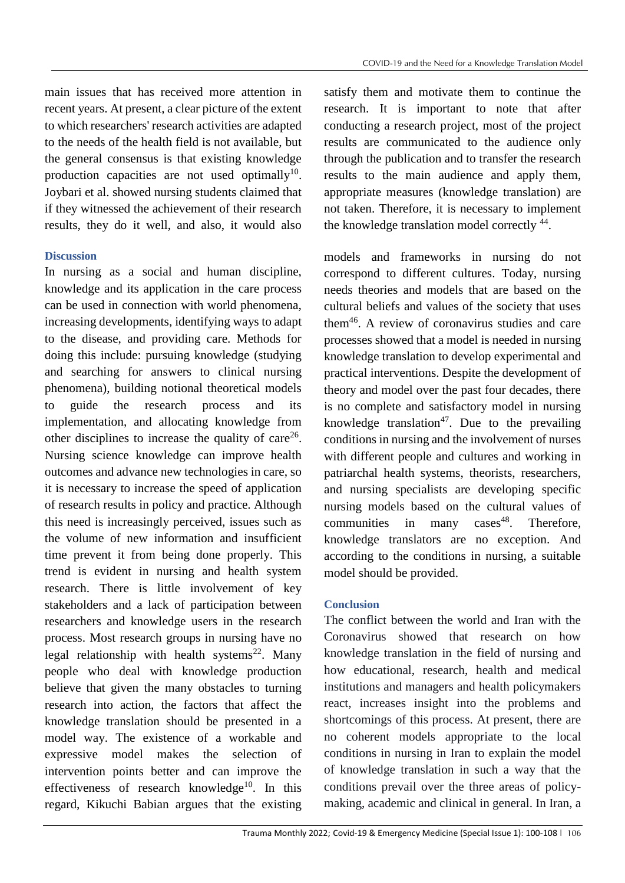main issues that has received more attention in recent years. At present, a clear picture of the extent to which researchers' research activities are adapted to the needs of the health field is not available, but the general consensus is that existing knowledge production capacities are not used optimally[10]. Joybari et al. showed nursing students claimed that if they witnessed the achievement of their research results, they do it well, and also, it would also satisfy them and motivate them to continue the research. It is important to note that after conducting a research project, most of the project results are communicated to the audience only through the publication and to transfer the research results to the main audience and apply them, appropriate measures (knowledge translation) are not taken. Therefore, it is necessary to implement the knowledge translation model correctly [44].

## Discussion

In nursing as a social and human discipline, knowledge and its application in the care process can be used in connection with world phenomena, increasing developments, identifying ways to adapt to the disease, and providing care. Methods for doing this include: pursuing knowledge (studying and searching for answers to clinical nursing phenomena), building notional theoretical models to guide the research process and its implementation, and allocating knowledge from other disciplines to increase the quality of care[26]. Nursing science knowledge can improve health outcomes and advance new technologies in care, so it is necessary to increase the speed of application of research results in policy and practice. Although this need is increasingly perceived, issues such as the volume of new information and insufficient time prevent it from being done properly. This trend is evident in nursing and health system research. There is little involvement of key stakeholders and a lack of participation between researchers and knowledge users in the research process. Most research groups in nursing have no legal relationship with health systems[22]. Many people who deal with knowledge production believe that given the many obstacles to turning research into action, the factors that affect the knowledge translation should be presented in a model way. The existence of a workable and expressive model makes the selection of intervention points better and can improve the effectiveness of research knowledge[10]. In this regard, Kikuchi Babian argues that the existing models and frameworks in nursing do not correspond to different cultures. Today, nursing needs theories and models that are based on the cultural beliefs and values of the society that uses them[46]. A review of coronavirus studies and care processes showed that a model is needed in nursing knowledge translation to develop experimental and practical interventions. Despite the development of theory and model over the past four decades, there is no complete and satisfactory model in nursing knowledge translation[47]. Due to the prevailing conditions in nursing and the involvement of nurses with different people and cultures and working in patriarchal health systems, theorists, researchers, and nursing specialists are developing specific nursing models based on the cultural values of communities in many cases[48]. Therefore, knowledge translators are no exception. And according to the conditions in nursing, a suitable model should be provided.

## Conclusion

The conflict between the world and Iran with the Coronavirus showed that research on how knowledge translation in the field of nursing and how educational, research, health and medical institutions and managers and health policymakers react, increases insight into the problems and shortcomings of this process. At present, there are no coherent models appropriate to the local conditions in nursing in Iran to explain the model of knowledge translation in such a way that the conditions prevail over the three areas of policy-making, academic and clinical in general. In Iran, a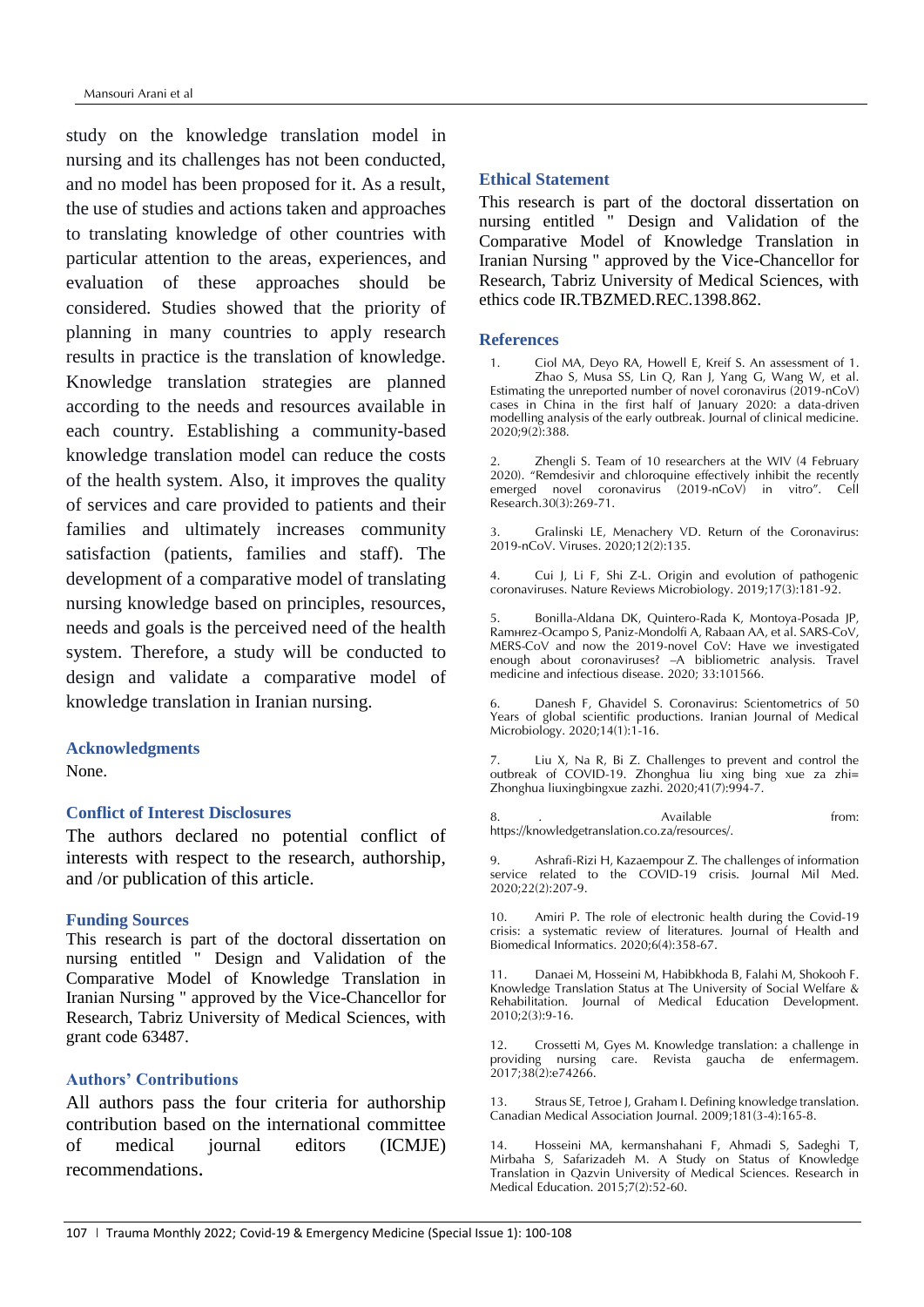study on the knowledge translation model in nursing and its challenges has not been conducted, and no model has been proposed for it. As a result, the use of studies and actions taken and approaches to translating knowledge of other countries with particular attention to the areas, experiences, and evaluation of these approaches should be considered. Studies showed that the priority of planning in many countries to apply research results in practice is the translation of knowledge. Knowledge translation strategies are planned according to the needs and resources available in each country. Establishing a community-based knowledge translation model can reduce the costs of the health system. Also, it improves the quality of services and care provided to patients and their families and ultimately increases community satisfaction (patients, families and staff). The development of a comparative model of translating nursing knowledge based on principles, resources, needs and goals is the perceived need of the health system. Therefore, a study will be conducted to design and validate a comparative model of knowledge translation in Iranian nursing.

## Acknowledgments

None.

## Conflict of Interest Disclosures

The authors declared no potential conflict of interests with respect to the research, authorship, and /or publication of this article.

## Funding Sources

This research is part of the doctoral dissertation on nursing entitled " Design and Validation of the Comparative Model of Knowledge Translation in Iranian Nursing " approved by the Vice-Chancellor for Research, Tabriz University of Medical Sciences, with grant code 63487.

## Authors' Contributions

All authors pass the four criteria for authorship contribution based on the international committee of medical journal editors (ICMJE) recommendations.

## Ethical Statement

This research is part of the doctoral dissertation on nursing entitled " Design and Validation of the Comparative Model of Knowledge Translation in Iranian Nursing " approved by the Vice-Chancellor for Research, Tabriz University of Medical Sciences, with ethics code IR.TBZMED.REC.1398.862.

## References

1. Ciol MA, Deyo RA, Howell E, Kreif S. An assessment of 1. Zhao S, Musa SS, Lin Q, Ran J, Yang G, Wang W, et al. Estimating the unreported number of novel coronavirus (2019-nCoV) cases in China in the first half of January 2020: a data-driven modelling analysis of the early outbreak. Journal of clinical medicine. 2020;9(2):388.

2. Zhengli S. Team of 10 researchers at the WIV (4 February 2020). "Remdesivir and chloroquine effectively inhibit the recently emerged novel coronavirus (2019-nCoV) in vitro". Cell Research.30(3):269-71.

3. Gralinski LE, Menachery VD. Return of the Coronavirus: 2019-nCoV. Viruses. 2020;12(2):135.

4. Cui J, Li F, Shi Z-L. Origin and evolution of pathogenic coronaviruses. Nature Reviews Microbiology. 2019;17(3):181-92.

5. Bonilla-Aldana DK, Quintero-Rada K, Montoya-Posada JP, Ramнrez-Ocampo S, Paniz-Mondolfi A, Rabaan AA, et al. SARS-CoV, MERS-CoV and now the 2019-novel CoV: Have we investigated enough about coronaviruses? –A bibliometric analysis. Travel medicine and infectious disease. 2020; 33:101566.

6. Danesh F, Ghavidel S. Coronavirus: Scientometrics of 50 Years of global scientific productions. Iranian Journal of Medical Microbiology. 2020;14(1):1-16.

7. Liu X, Na R, Bi Z. Challenges to prevent and control the outbreak of COVID-19. Zhonghua liu xing bing xue za zhi= Zhonghua liuxingbingxue zazhi. 2020;41(7):994-7.

8. . Available from: https://knowledgetranslation.co.za/resources/.

9. Ashrafi-Rizi H, Kazaempour Z. The challenges of information service related to the COVID-19 crisis. Journal Mil Med. 2020;22(2):207-9.

10. Amiri P. The role of electronic health during the Covid-19 crisis: a systematic review of literatures. Journal of Health and Biomedical Informatics. 2020;6(4):358-67.

11. Danaei M, Hosseini M, Habibkhoda B, Falahi M, Shokooh F. Knowledge Translation Status at The University of Social Welfare & Rehabilitation. Journal of Medical Education Development. 2010;2(3):9-16.

12. Crossetti M, Gyes M. Knowledge translation: a challenge in providing nursing care. Revista gaucha de enfermagem. 2017;38(2):e74266.

13. Straus SE, Tetroe J, Graham I. Defining knowledge translation. Canadian Medical Association Journal. 2009;181(3-4):165-8.

14. Hosseini MA, kermanshahani F, Ahmadi S, Sadeghi T, Mirbaha S, Safarizadeh M. A Study on Status of Knowledge Translation in Qazvin University of Medical Sciences. Research in Medical Education. 2015;7(2):52-60.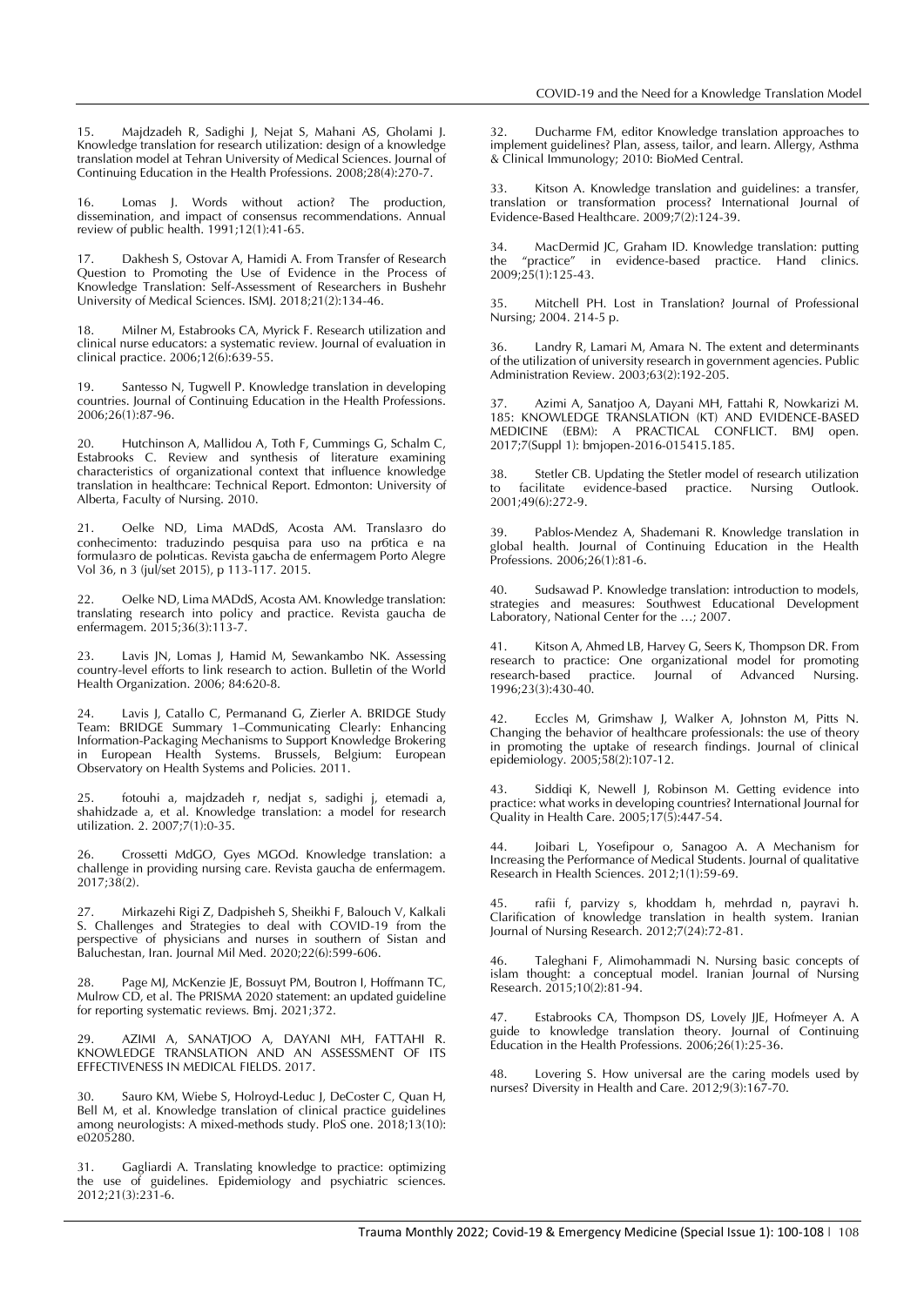15. Majdzadeh R, Sadighi J, Nejat S, Mahani AS, Gholami J. Knowledge translation for research utilization: design of a knowledge translation model at Tehran University of Medical Sciences. Journal of Continuing Education in the Health Professions. 2008;28(4):270-7.

16. Lomas J. Words without action? The production, dissemination, and impact of consensus recommendations. Annual review of public health. 1991;12(1):41-65.

17. Dakhesh S, Ostovar A, Hamidi A. From Transfer of Research Question to Promoting the Use of Evidence in the Process of Knowledge Translation: Self-Assessment of Researchers in Bushehr University of Medical Sciences. ISMJ. 2018;21(2):134-46.

18. Milner M, Estabrooks CA, Myrick F. Research utilization and clinical nurse educators: a systematic review. Journal of evaluation in clinical practice. 2006;12(6):639-55.

19. Santesso N, Tugwell P. Knowledge translation in developing countries. Journal of Continuing Education in the Health Professions. 2006;26(1):87-96.

20. Hutchinson A, Mallidou A, Toth F, Cummings G, Schalm C, Estabrooks C. Review and synthesis of literature examining characteristics of organizational context that influence knowledge translation in healthcare: Technical Report. Edmonton: University of Alberta, Faculty of Nursing. 2010.

21. Oelke ND, Lima MADdS, Acosta AM. Translaзго do conhecimento: traduzindo pesquisa para uso na prбtica e na formulaзго de polнticas. Revista gaъcha de enfermagem Porto Alegre Vol 36, n 3 (jul/set 2015), p 113-117. 2015.

22. Oelke ND, Lima MADdS, Acosta AM. Knowledge translation: translating research into policy and practice. Revista gaucha de enfermagem. 2015;36(3):113-7.

23. Lavis JN, Lomas J, Hamid M, Sewankambo NK. Assessing country-level efforts to link research to action. Bulletin of the World Health Organization. 2006; 84:620-8.

24. Lavis J, Catallo C, Permanand G, Zierler A. BRIDGE Study Team: BRIDGE Summary 1–Communicating Clearly: Enhancing Information-Packaging Mechanisms to Support Knowledge Brokering in European Health Systems. Brussels, Belgium: European Observatory on Health Systems and Policies. 2011.

25. fotouhi a, majdzadeh r, nedjat s, sadighi j, etemadi a, shahidzade a, et al. Knowledge translation: a model for research utilization. 2. 2007;7(1):0-35.

26. Crossetti MdGO, Gyes MGOd. Knowledge translation: a challenge in providing nursing care. Revista gaucha de enfermagem. 2017;38(2).

27. Mirkazehi Rigi Z, Dadpisheh S, Sheikhi F, Balouch V, Kalkali S. Challenges and Strategies to deal with COVID-19 from the perspective of physicians and nurses in southern of Sistan and Baluchestan, Iran. Journal Mil Med. 2020;22(6):599-606.

28. Page MJ, McKenzie JE, Bossuyt PM, Boutron I, Hoffmann TC, Mulrow CD, et al. The PRISMA 2020 statement: an updated guideline for reporting systematic reviews. Bmj. 2021;372.

29. AZIMI A, SANATJOO A, DAYANI MH, FATTAHI R. KNOWLEDGE TRANSLATION AND AN ASSESSMENT OF ITS EFFECTIVENESS IN MEDICAL FIELDS. 2017.

30. Sauro KM, Wiebe S, Holroyd-Leduc J, DeCoster C, Quan H, Bell M, et al. Knowledge translation of clinical practice guidelines among neurologists: A mixed-methods study. PloS one. 2018;13(10): e0205280.

31. Gagliardi A. Translating knowledge to practice: optimizing the use of guidelines. Epidemiology and psychiatric sciences. 2012;21(3):231-6.

32. Ducharme FM, editor Knowledge translation approaches to implement guidelines? Plan, assess, tailor, and learn. Allergy, Asthma & Clinical Immunology; 2010: BioMed Central.

33. Kitson A. Knowledge translation and guidelines: a transfer, translation or transformation process? International Journal of Evidence-Based Healthcare. 2009;7(2):124-39.

34. MacDermid JC, Graham ID. Knowledge translation: putting the "practice" in evidence-based practice. Hand clinics. 2009;25(1):125-43.

35. Mitchell PH. Lost in Translation? Journal of Professional Nursing; 2004. 214-5 p.

36. Landry R, Lamari M, Amara N. The extent and determinants of the utilization of university research in government agencies. Public Administration Review. 2003;63(2):192-205.

37. Azimi A, Sanatjoo A, Dayani MH, Fattahi R, Nowkarizi M. 185: KNOWLEDGE TRANSLATION (KT) AND EVIDENCE-BASED MEDICINE (EBM): A PRACTICAL CONFLICT. BMJ open. 2017;7(Suppl 1): bmjopen-2016-015415.185.

38. Stetler CB. Updating the Stetler model of research utilization to facilitate evidence-based practice. Nursing Outlook. 2001;49(6):272-9.

39. Pablos-Mendez A, Shademani R. Knowledge translation in global health. Journal of Continuing Education in the Health Professions. 2006;26(1):81-6.

40. Sudsawad P. Knowledge translation: introduction to models, strategies and measures: Southwest Educational Development Laboratory, National Center for the …; 2007.

41. Kitson A, Ahmed LB, Harvey G, Seers K, Thompson DR. From research to practice: One organizational model for promoting research-based practice. Journal of Advanced Nursing. 1996;23(3):430-40.

42. Eccles M, Grimshaw J, Walker A, Johnston M, Pitts N. Changing the behavior of healthcare professionals: the use of theory in promoting the uptake of research findings. Journal of clinical epidemiology. 2005;58(2):107-12.

43. Siddiqi K, Newell J, Robinson M. Getting evidence into practice: what works in developing countries? International Journal for Quality in Health Care. 2005;17(5):447-54.

44. Joibari L, Yosefipour o, Sanagoo A. A Mechanism for Increasing the Performance of Medical Students. Journal of qualitative Research in Health Sciences. 2012;1(1):59-69.

45. rafii f, parvizy s, khoddam h, mehrdad n, payravi h. Clarification of knowledge translation in health system. Iranian Journal of Nursing Research. 2012;7(24):72-81.

46. Taleghani F, Alimohammadi N. Nursing basic concepts of islam thought: a conceptual model. Iranian Journal of Nursing Research. 2015;10(2):81-94.

47. Estabrooks CA, Thompson DS, Lovely JJE, Hofmeyer A. A guide to knowledge translation theory. Journal of Continuing Education in the Health Professions. 2006;26(1):25-36.

48. Lovering S. How universal are the caring models used by nurses? Diversity in Health and Care. 2012;9(3):167-70.